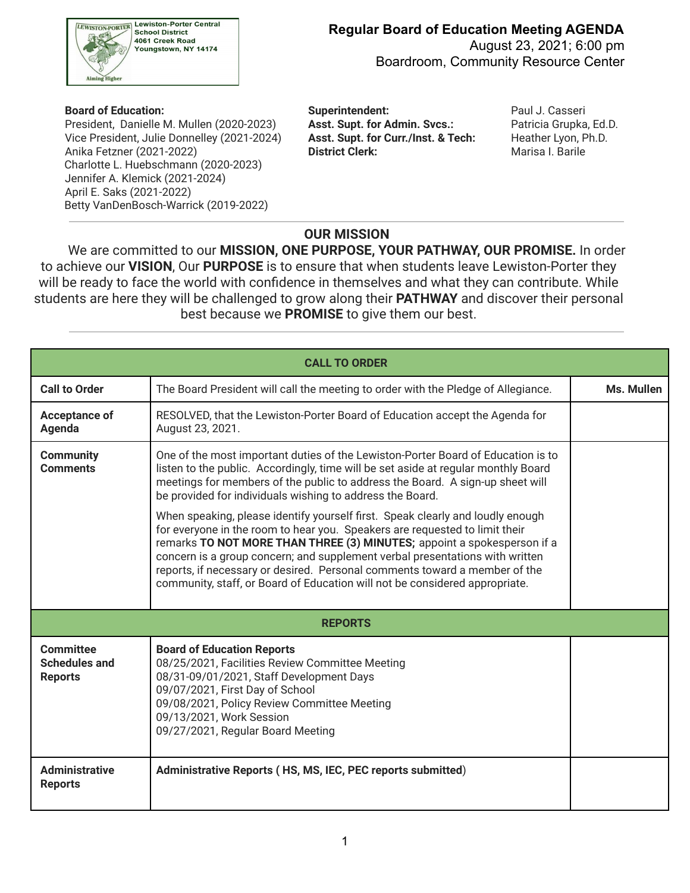Lewiston-Porter Central School District
4061 Creek Road
Youngstown, NY 14174

# Regular Board of Education Meeting AGENDA

August 23, 2021; 6:00 pm
Boardroom, Community Resource Center

**Board of Education:**
President, Danielle M. Mullen (2020-2023)
Vice President, Julie Donnelley (2021-2024)
Anika Fetzner (2021-2022)
Charlotte L. Huebschmann (2020-2023)
Jennifer A. Klemick (2021-2024)
April E. Saks (2021-2022)
Betty VanDenBosch-Warrick (2019-2022)

**Superintendent:** Paul J. Casseri
**Asst. Supt. for Admin. Svcs.:** Patricia Grupka, Ed.D.
**Asst. Supt. for Curr./Inst. & Tech:** Heather Lyon, Ph.D.
**District Clerk:** Marisa I. Barile

## OUR MISSION

We are committed to our **MISSION, ONE PURPOSE, YOUR PATHWAY, OUR PROMISE.** In order to achieve our **VISION**, Our **PURPOSE** is to ensure that when students leave Lewiston-Porter they will be ready to face the world with confidence in themselves and what they can contribute. While students are here they will be challenged to grow along their **PATHWAY** and discover their personal best because we **PROMISE** to give them our best.

| CALL TO ORDER | | |
|---|---|---|
| **Call to Order** | The Board President will call the meeting to order with the Pledge of Allegiance. | **Ms. Mullen** |
| **Acceptance of Agenda** | RESOLVED, that the Lewiston-Porter Board of Education accept the Agenda for August 23, 2021. | |
| **Community Comments** | One of the most important duties of the Lewiston-Porter Board of Education is to listen to the public. Accordingly, time will be set aside at regular monthly Board meetings for members of the public to address the Board. A sign-up sheet will be provided for individuals wishing to address the Board.<br><br>When speaking, please identify yourself first. Speak clearly and loudly enough for everyone in the room to hear you. Speakers are requested to limit their remarks **TO NOT MORE THAN THREE (3) MINUTES;** appoint a spokesperson if a concern is a group concern; and supplement verbal presentations with written reports, if necessary or desired. Personal comments toward a member of the community, staff, or Board of Education will not be considered appropriate. | |
| **REPORTS** | | |
| **Committee Schedules and Reports** | **Board of Education Reports**<br>08/25/2021, Facilities Review Committee Meeting<br>08/31-09/01/2021, Staff Development Days<br>09/07/2021, First Day of School<br>09/08/2021, Policy Review Committee Meeting<br>09/13/2021, Work Session<br>09/27/2021, Regular Board Meeting | |
| **Administrative Reports** | **Administrative Reports ( HS, MS, IEC, PEC reports submitted**) | |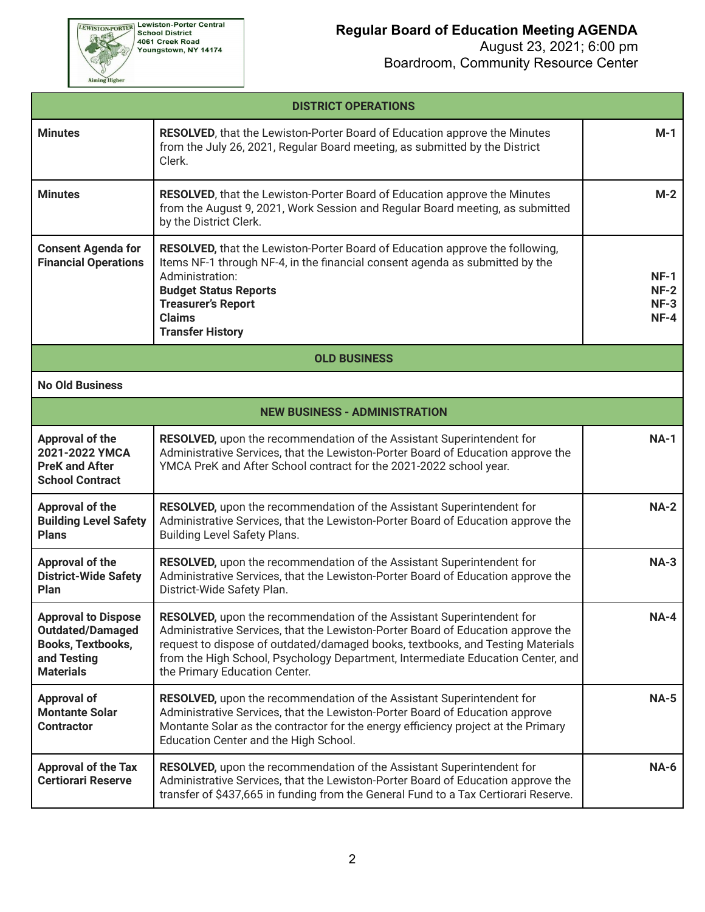**Lewiston-Porter Central School District**
4061 Creek Road
Youngstown, NY 14174

# Regular Board of Education Meeting AGENDA

August 23, 2021; 6:00 pm
Boardroom, Community Resource Center

| | | |
|---|---|---|
| **DISTRICT OPERATIONS** | | |
| **Minutes** | **RESOLVED**, that the Lewiston-Porter Board of Education approve the Minutes from the July 26, 2021, Regular Board meeting, as submitted by the District Clerk. | **M-1** |
| **Minutes** | **RESOLVED**, that the Lewiston-Porter Board of Education approve the Minutes from the August 9, 2021, Work Session and Regular Board meeting, as submitted by the District Clerk. | **M-2** |
| **Consent Agenda for Financial Operations** | **RESOLVED,** that the Lewiston-Porter Board of Education approve the following, Items NF-1 through NF-4, in the financial consent agenda as submitted by the Administration:<br>**Budget Status Reports**<br>**Treasurer's Report**<br>**Claims**<br>**Transfer History** | **NF-1**<br>**NF-2**<br>**NF-3**<br>**NF-4** |
| **OLD BUSINESS** | | |
| **No Old Business** | | |
| **NEW BUSINESS - ADMINISTRATION** | | |
| **Approval of the 2021-2022 YMCA PreK and After School Contract** | **RESOLVED,** upon the recommendation of the Assistant Superintendent for Administrative Services, that the Lewiston-Porter Board of Education approve the YMCA PreK and After School contract for the 2021-2022 school year. | **NA-1** |
| **Approval of the Building Level Safety Plans** | **RESOLVED,** upon the recommendation of the Assistant Superintendent for Administrative Services, that the Lewiston-Porter Board of Education approve the Building Level Safety Plans. | **NA-2** |
| **Approval of the District-Wide Safety Plan** | **RESOLVED,** upon the recommendation of the Assistant Superintendent for Administrative Services, that the Lewiston-Porter Board of Education approve the District-Wide Safety Plan. | **NA-3** |
| **Approval to Dispose Outdated/Damaged Books, Textbooks, and Testing Materials** | **RESOLVED,** upon the recommendation of the Assistant Superintendent for Administrative Services, that the Lewiston-Porter Board of Education approve the request to dispose of outdated/damaged books, textbooks, and Testing Materials from the High School, Psychology Department, Intermediate Education Center, and the Primary Education Center. | **NA-4** |
| **Approval of Montante Solar Contractor** | **RESOLVED,** upon the recommendation of the Assistant Superintendent for Administrative Services, that the Lewiston-Porter Board of Education approve Montante Solar as the contractor for the energy efficiency project at the Primary Education Center and the High School. | **NA-5** |
| **Approval of the Tax Certiorari Reserve** | **RESOLVED,** upon the recommendation of the Assistant Superintendent for Administrative Services, that the Lewiston-Porter Board of Education approve the transfer of $437,665 in funding from the General Fund to a Tax Certiorari Reserve. | **NA-6** |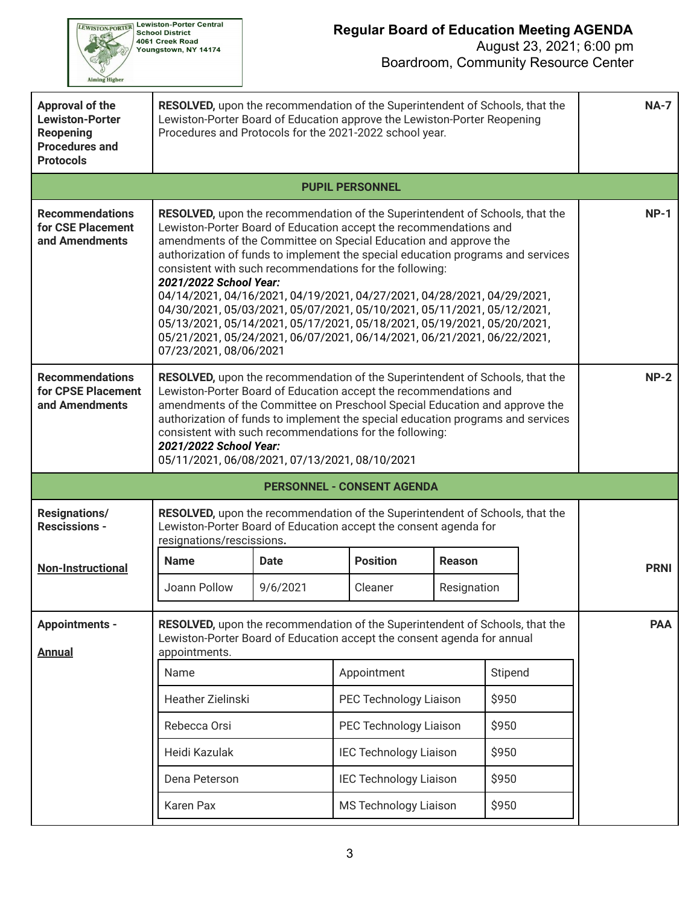| | | |
|---|---|---|
| **Approval of the Lewiston-Porter Reopening Procedures and Protocols** | **RESOLVED,** upon the recommendation of the Superintendent of Schools, that the Lewiston-Porter Board of Education approve the Lewiston-Porter Reopening Procedures and Protocols for the 2021-2022 school year. | **NA-7** |

**PUPIL PERSONNEL**

| | | |
|---|---|---|
| **Recommendations for CSE Placement and Amendments** | **RESOLVED,** upon the recommendation of the Superintendent of Schools, that the Lewiston-Porter Board of Education accept the recommendations and amendments of the Committee on Special Education and approve the authorization of funds to implement the special education programs and services consistent with such recommendations for the following: ***2021/2022 School Year:*** 04/14/2021, 04/16/2021, 04/19/2021, 04/27/2021, 04/28/2021, 04/29/2021, 04/30/2021, 05/03/2021, 05/07/2021, 05/10/2021, 05/11/2021, 05/12/2021, 05/13/2021, 05/14/2021, 05/17/2021, 05/18/2021, 05/19/2021, 05/20/2021, 05/21/2021, 05/24/2021, 06/07/2021, 06/14/2021, 06/21/2021, 06/22/2021, 07/23/2021, 08/06/2021 | **NP-1** |
| **Recommendations for CPSE Placement and Amendments** | **RESOLVED,** upon the recommendation of the Superintendent of Schools, that the Lewiston-Porter Board of Education accept the recommendations and amendments of the Committee on Preschool Special Education and approve the authorization of funds to implement the special education programs and services consistent with such recommendations for the following: ***2021/2022 School Year:*** 05/11/2021, 06/08/2021, 07/13/2021, 08/10/2021 | **NP-2** |

**PERSONNEL - CONSENT AGENDA**

**Resignations/ Rescissions -** <u>**Non-Instructional**</u> — **PRNI**

**RESOLVED,** upon the recommendation of the Superintendent of Schools, that the Lewiston-Porter Board of Education accept the consent agenda for resignations/rescissions**.**

| **Name** | **Date** | **Position** | **Reason** |
|---|---|---|---|
| Joann Pollow | 9/6/2021 | Cleaner | Resignation |

**Appointments -** <u>**Annual**</u> — **PAA**

**RESOLVED,** upon the recommendation of the Superintendent of Schools, that the Lewiston-Porter Board of Education accept the consent agenda for annual appointments.

| Name | Appointment | Stipend |
|---|---|---|
| Heather Zielinski | PEC Technology Liaison | $950 |
| Rebecca Orsi | PEC Technology Liaison | $950 |
| Heidi Kazulak | IEC Technology Liaison | $950 |
| Dena Peterson | IEC Technology Liaison | $950 |
| Karen Pax | MS Technology Liaison | $950 |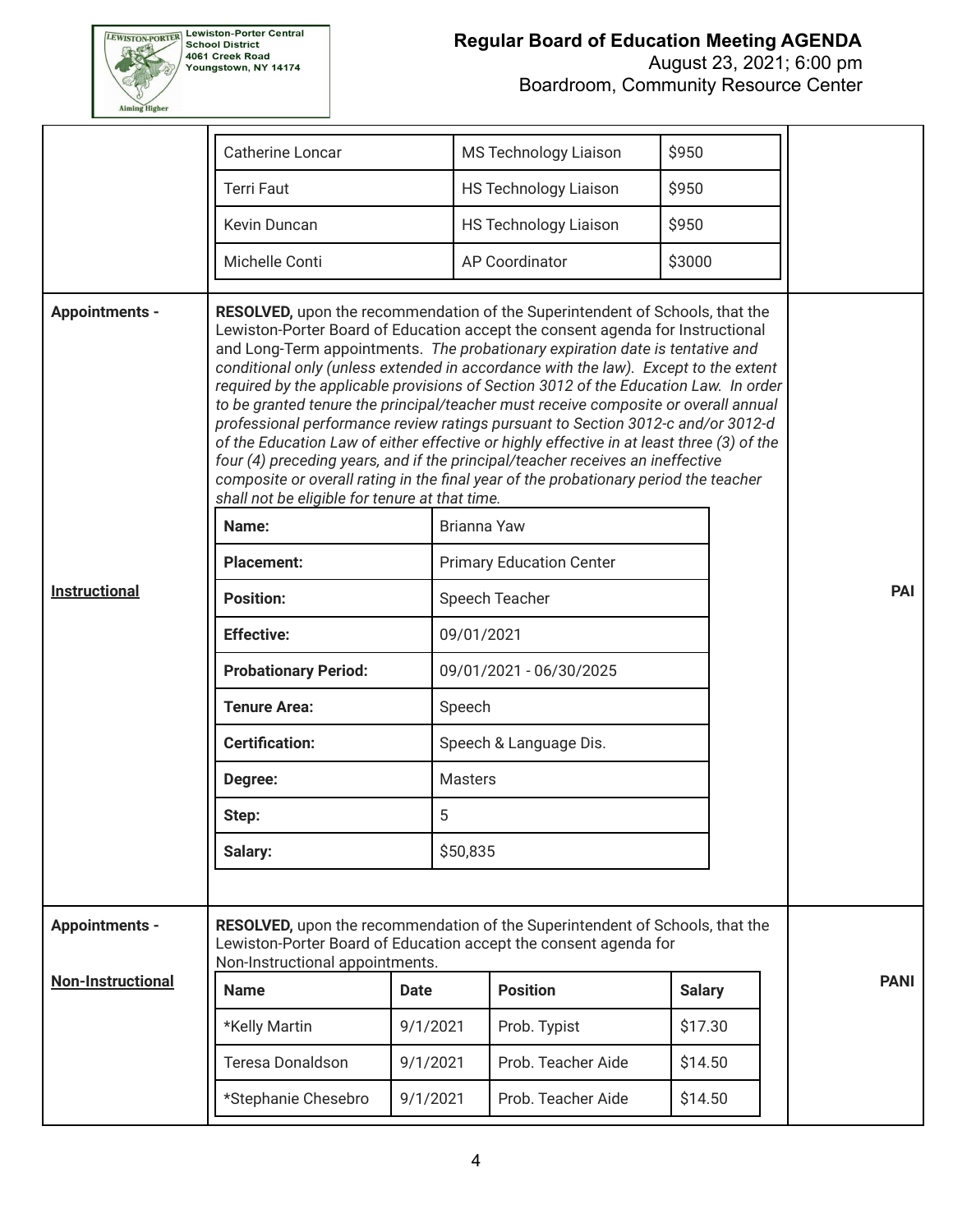| | | |
|---|---|---|
| Catherine Loncar | MS Technology Liaison | $950 |
| Terri Faut | HS Technology Liaison | $950 |
| Kevin Duncan | HS Technology Liaison | $950 |
| Michelle Conti | AP Coordinator | $3000 |

**Appointments -**

**Instructional**

**PAI**

**RESOLVED,** upon the recommendation of the Superintendent of Schools, that the Lewiston-Porter Board of Education accept the consent agenda for Instructional and Long-Term appointments. *The probationary expiration date is tentative and conditional only (unless extended in accordance with the law). Except to the extent required by the applicable provisions of Section 3012 of the Education Law. In order to be granted tenure the principal/teacher must receive composite or overall annual professional performance review ratings pursuant to Section 3012-c and/or 3012-d of the Education Law of either effective or highly effective in at least three (3) of the four (4) preceding years, and if the principal/teacher receives an ineffective composite or overall rating in the final year of the probationary period the teacher shall not be eligible for tenure at that time.*

| | |
|---|---|
| **Name:** | Brianna Yaw |
| **Placement:** | Primary Education Center |
| **Position:** | Speech Teacher |
| **Effective:** | 09/01/2021 |
| **Probationary Period:** | 09/01/2021 - 06/30/2025 |
| **Tenure Area:** | Speech |
| **Certification:** | Speech & Language Dis. |
| **Degree:** | Masters |
| **Step:** | 5 |
| **Salary:** | $50,835 |

**Appointments -**

**Non-Instructional**

**PANI**

**RESOLVED,** upon the recommendation of the Superintendent of Schools, that the Lewiston-Porter Board of Education accept the consent agenda for Non-Instructional appointments.

| Name | Date | Position | Salary |
|---|---|---|---|
| *Kelly Martin | 9/1/2021 | Prob. Typist | $17.30 |
| Teresa Donaldson | 9/1/2021 | Prob. Teacher Aide | $14.50 |
| *Stephanie Chesebro | 9/1/2021 | Prob. Teacher Aide | $14.50 |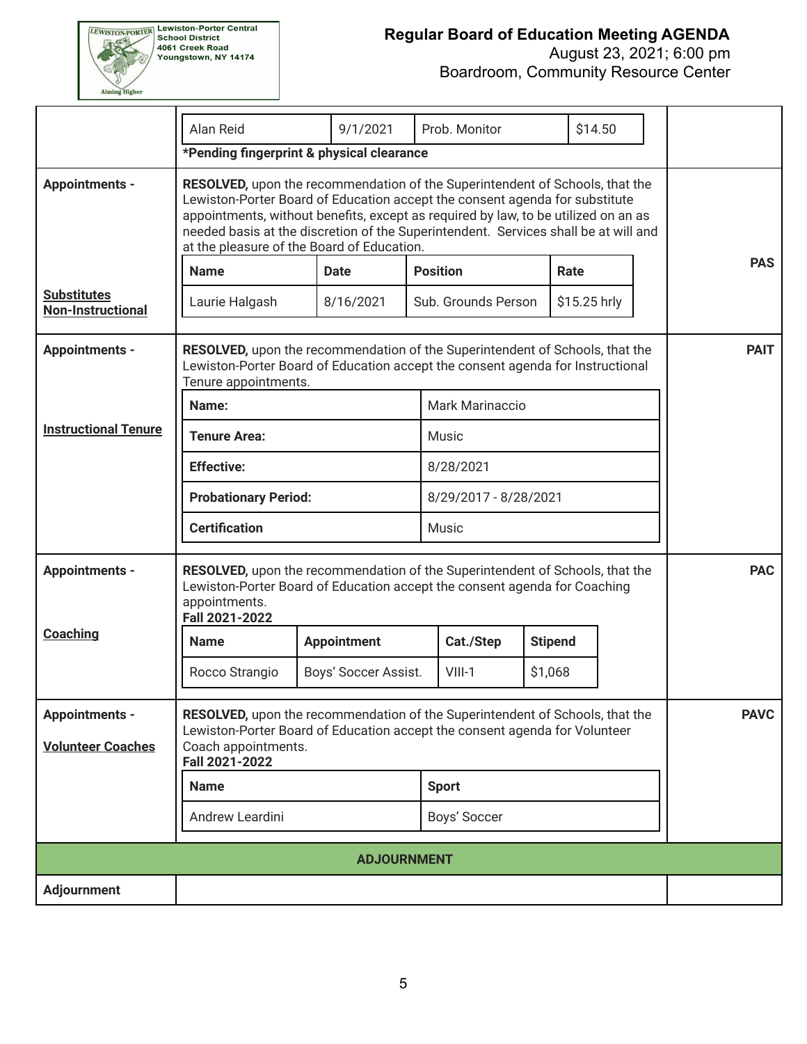| | | |
|---|---|---|
| | Alan Reid · 9/1/2021 · Prob. Monitor · $14.50<br>***Pending fingerprint & physical clearance** | |
| **Appointments -**<br><br>**Substitutes Non-Instructional** | **RESOLVED,** upon the recommendation of the Superintendent of Schools, that the Lewiston-Porter Board of Education accept the consent agenda for substitute appointments, without benefits, except as required by law, to be utilized on an as needed basis at the discretion of the Superintendent. Services shall be at will and at the pleasure of the Board of Education.<br>**Name** · **Date** · **Position** · **Rate**<br>Laurie Halgash · 8/16/2021 · Sub. Grounds Person · $15.25 hrly | **PAS** |
| **Appointments -**<br><br>**Instructional Tenure** | **RESOLVED,** upon the recommendation of the Superintendent of Schools, that the Lewiston-Porter Board of Education accept the consent agenda for Instructional Tenure appointments.<br>**Name:** Mark Marinaccio<br>**Tenure Area:** Music<br>**Effective:** 8/28/2021<br>**Probationary Period:** 8/29/2017 - 8/28/2021<br>**Certification** Music | **PAIT** |
| **Appointments -**<br><br>**Coaching** | **RESOLVED,** upon the recommendation of the Superintendent of Schools, that the Lewiston-Porter Board of Education accept the consent agenda for Coaching appointments.<br>**Fall 2021-2022**<br>**Name** · **Appointment** · **Cat./Step** · **Stipend**<br>Rocco Strangio · Boys' Soccer Assist. · VIII-1 · $1,068 | **PAC** |
| **Appointments -**<br><br>**Volunteer Coaches** | **RESOLVED,** upon the recommendation of the Superintendent of Schools, that the Lewiston-Porter Board of Education accept the consent agenda for Volunteer Coach appointments.<br>**Fall 2021-2022**<br>**Name** · **Sport**<br>Andrew Leardini · Boys' Soccer | **PAVC** |
| **ADJOURNMENT** | | |
| **Adjournment** | | |